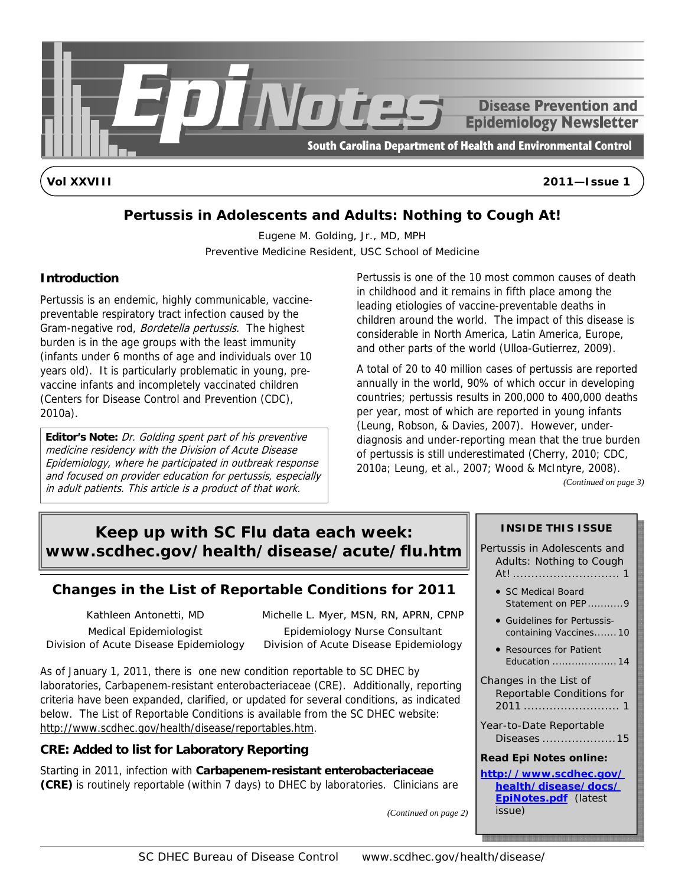# Epi Notes

**Disease Prevention and Epidemiology Newsletter**

**South Carolina Department of Health and Environmental Control**

**Vol XXVIII** — **2011—Issue 1**

## Pertussis in Adolescents and Adults: Nothing to Cough At!

Eugene M. Golding, Jr., MD, MPH
Preventive Medicine Resident, USC School of Medicine

### Introduction

Pertussis is an endemic, highly communicable, vaccine-preventable respiratory tract infection caused by the Gram-negative rod, *Bordetella pertussis.* The highest burden is in the age groups with the least immunity (infants under 6 months of age and individuals over 10 years old). It is particularly problematic in young, pre-vaccine infants and incompletely vaccinated children (Centers for Disease Control and Prevention (CDC), 2010a).

> **Editor's Note:** *Dr. Golding spent part of his preventive medicine residency with the Division of Acute Disease Epidemiology, where he participated in outbreak response and focused on provider education for pertussis, especially in adult patients. This article is a product of that work.*

Pertussis is one of the 10 most common causes of death in childhood and it remains in fifth place among the leading etiologies of vaccine-preventable deaths in children around the world. The impact of this disease is considerable in North America, Latin America, Europe, and other parts of the world (Ulloa-Gutierrez, 2009).

A total of 20 to 40 million cases of pertussis are reported annually in the world, 90% of which occur in developing countries; pertussis results in 200,000 to 400,000 deaths per year, most of which are reported in young infants (Leung, Robson, & Davies, 2007). However, under-diagnosis and under-reporting mean that the true burden of pertussis is still underestimated (Cherry, 2010; CDC, 2010a; Leung, et al., 2007; Wood & McIntyre, 2008).

*(Continued on page 3)*

## Keep up with SC Flu data each week: www.scdhec.gov/health/disease/acute/flu.htm

## Changes in the List of Reportable Conditions for 2011

Kathleen Antonetti, MD
Medical Epidemiologist
Division of Acute Disease Epidemiology

Michelle L. Myer, MSN, RN, APRN, CPNP
Epidemiology Nurse Consultant
Division of Acute Disease Epidemiology

As of January 1, 2011, there is one new condition reportable to SC DHEC by laboratories, Carbapenem-resistant enterobacteriaceae (CRE). Additionally, reporting criteria have been expanded, clarified, or updated for several conditions, as indicated below. The List of Reportable Conditions is available from the SC DHEC website: http://www.scdhec.gov/health/disease/reportables.htm.

### CRE: Added to list for Laboratory Reporting

Starting in 2011, infection with **Carbapenem-resistant enterobacteriaceae (CRE)** is routinely reportable (within 7 days) to DHEC by laboratories. Clinicians are

*(Continued on page 2)*

**INSIDE THIS ISSUE**

- Pertussis in Adolescents and Adults: Nothing to Cough At! ..... 1
  - SC Medical Board Statement on PEP ..... 9
  - Guidelines for Pertussis-containing Vaccines ..... 10
  - Resources for Patient Education ..... 14
- Changes in the List of Reportable Conditions for 2011 ..... 1
- Year-to-Date Reportable Diseases ..... 15

**Read Epi Notes online:**
**http://www.scdhec.gov/health/disease/docs/EpiNotes.pdf** (latest issue)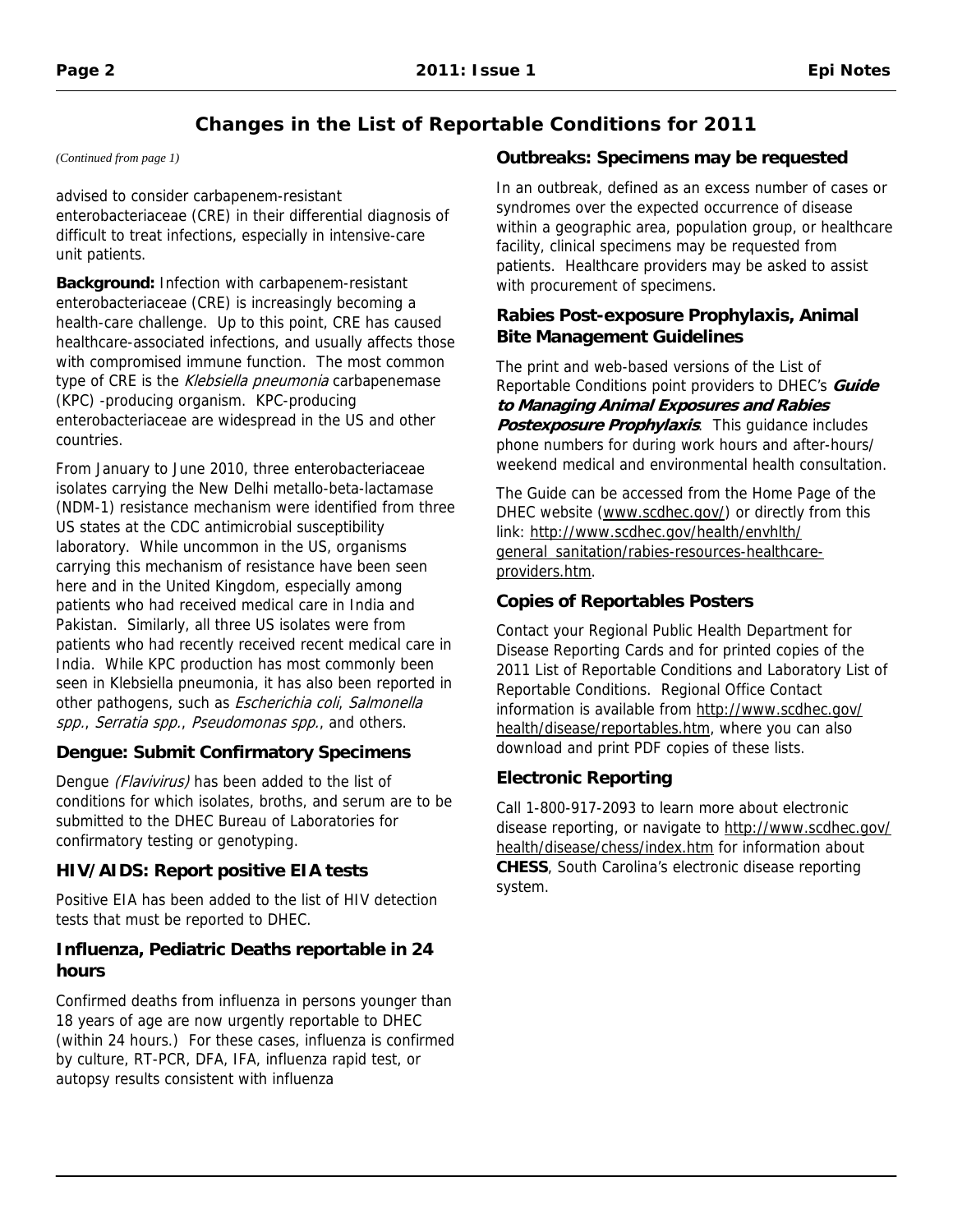## Changes in the List of Reportable Conditions for 2011

*(Continued from page 1)*

advised to consider carbapenem-resistant enterobacteriaceae (CRE) in their differential diagnosis of difficult to treat infections, especially in intensive-care unit patients.

**Background:** Infection with carbapenem-resistant enterobacteriaceae (CRE) is increasingly becoming a health-care challenge. Up to this point, CRE has caused healthcare-associated infections, and usually affects those with compromised immune function. The most common type of CRE is the *Klebsiella pneumonia* carbapenemase (KPC) -producing organism. KPC-producing enterobacteriaceae are widespread in the US and other countries.

From January to June 2010, three enterobacteriaceae isolates carrying the New Delhi metallo-beta-lactamase (NDM-1) resistance mechanism were identified from three US states at the CDC antimicrobial susceptibility laboratory. While uncommon in the US, organisms carrying this mechanism of resistance have been seen here and in the United Kingdom, especially among patients who had received medical care in India and Pakistan. Similarly, all three US isolates were from patients who had recently received recent medical care in India. While KPC production has most commonly been seen in Klebsiella pneumonia, it has also been reported in other pathogens, such as *Escherichia coli*, *Salmonella spp.*, *Serratia spp.*, *Pseudomonas spp.*, and others.

### Dengue: Submit Confirmatory Specimens

Dengue *(Flavivirus)* has been added to the list of conditions for which isolates, broths, and serum are to be submitted to the DHEC Bureau of Laboratories for confirmatory testing or genotyping.

### HIV/AIDS: Report positive EIA tests

Positive EIA has been added to the list of HIV detection tests that must be reported to DHEC.

### Influenza, Pediatric Deaths reportable in 24 hours

Confirmed deaths from influenza in persons younger than 18 years of age are now urgently reportable to DHEC (within 24 hours.) For these cases, influenza is confirmed by culture, RT-PCR, DFA, IFA, influenza rapid test, or autopsy results consistent with influenza

### Outbreaks: Specimens may be requested

In an outbreak, defined as an excess number of cases or syndromes over the expected occurrence of disease within a geographic area, population group, or healthcare facility, clinical specimens may be requested from patients. Healthcare providers may be asked to assist with procurement of specimens.

### Rabies Post-exposure Prophylaxis, Animal Bite Management Guidelines

The print and web-based versions of the List of Reportable Conditions point providers to DHEC's ***Guide to Managing Animal Exposures and Rabies Postexposure Prophylaxis***. This guidance includes phone numbers for during work hours and after-hours/weekend medical and environmental health consultation.

The Guide can be accessed from the Home Page of the DHEC website (www.scdhec.gov/) or directly from this link: http://www.scdhec.gov/health/envhlth/general_sanitation/rabies-resources-healthcare-providers.htm.

### Copies of Reportables Posters

Contact your Regional Public Health Department for Disease Reporting Cards and for printed copies of the 2011 List of Reportable Conditions and Laboratory List of Reportable Conditions. Regional Office Contact information is available from http://www.scdhec.gov/health/disease/reportables.htm, where you can also download and print PDF copies of these lists.

### Electronic Reporting

Call 1-800-917-2093 to learn more about electronic disease reporting, or navigate to http://www.scdhec.gov/health/disease/chess/index.htm for information about **CHESS**, South Carolina's electronic disease reporting system.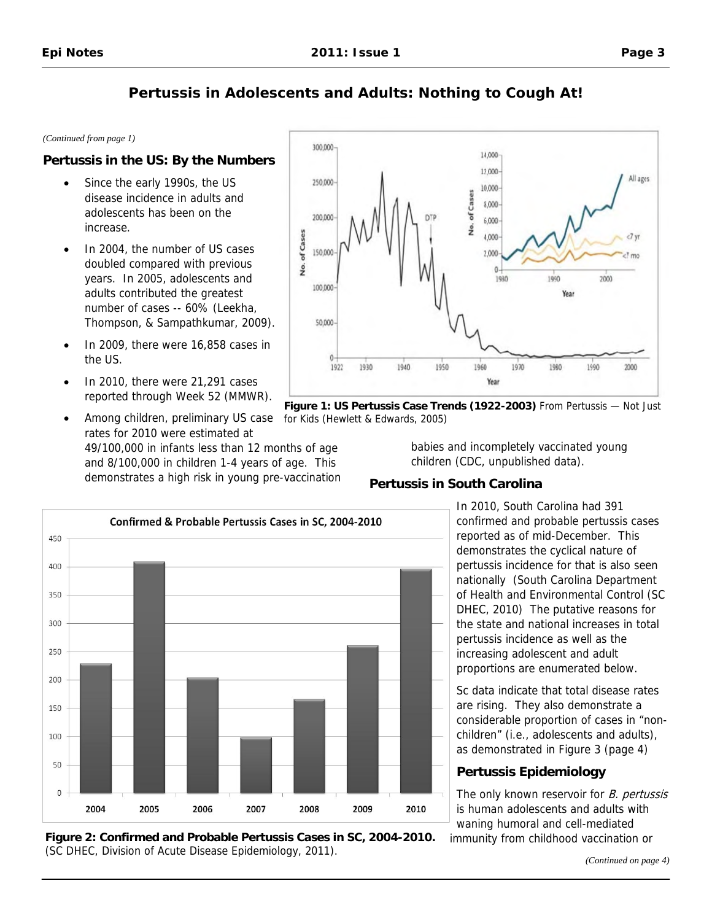# Pertussis in Adolescents and Adults: Nothing to Cough At!

*(Continued from page 1)*

## Pertussis in the US: By the Numbers

- Since the early 1990s, the US disease incidence in adults and adolescents has been on the increase.
- In 2004, the number of US cases doubled compared with previous years. In 2005, adolescents and adults contributed the greatest number of cases -- 60% (Leekha, Thompson, & Sampathkumar, 2009).
- In 2009, there were 16,858 cases in the US.
- In 2010, there were 21,291 cases reported through Week 52 (MMWR).
- Among children, preliminary US case rates for 2010 were estimated at 49/100,000 in infants less than 12 months of age and 8/100,000 in children 1-4 years of age. This demonstrates a high risk in young pre-vaccination babies and incompletely vaccinated young children (CDC, unpublished data).

**Figure 1: US Pertussis Case Trends (1922-2003)** From Pertussis — Not Just for Kids (Hewlett & Edwards, 2005)

## Pertussis in South Carolina

In 2010, South Carolina had 391 confirmed and probable pertussis cases reported as of mid-December. This demonstrates the cyclical nature of pertussis incidence for that is also seen nationally (South Carolina Department of Health and Environmental Control (SC DHEC, 2010) The putative reasons for the state and national increases in total pertussis incidence as well as the increasing adolescent and adult proportions are enumerated below.

Sc data indicate that total disease rates are rising. They also demonstrate a considerable proportion of cases in "non-children" (i.e., adolescents and adults), as demonstrated in Figure 3 (page 4)

**Figure 2: Confirmed and Probable Pertussis Cases in SC, 2004-2010.** (SC DHEC, Division of Acute Disease Epidemiology, 2011).

### Pertussis Epidemiology

The only known reservoir for *B. pertussis* is human adolescents and adults with waning humoral and cell-mediated immunity from childhood vaccination or

*(Continued on page 4)*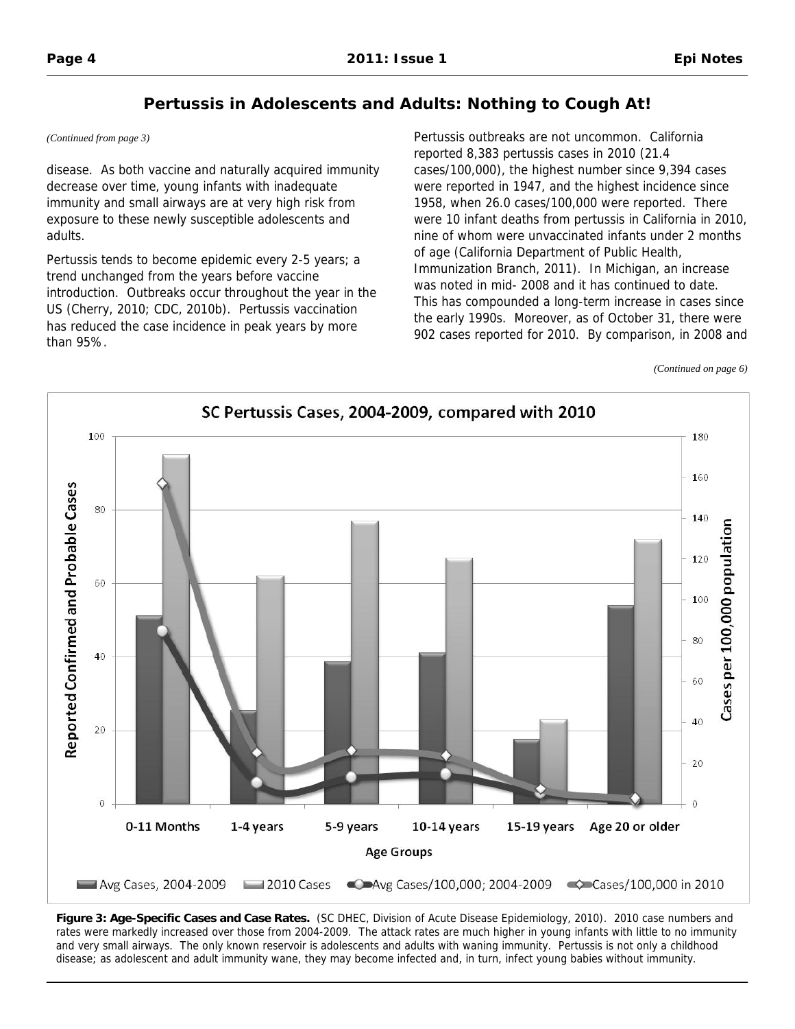## Pertussis in Adolescents and Adults: Nothing to Cough At!

*(Continued from page 3)*

disease. As both vaccine and naturally acquired immunity decrease over time, young infants with inadequate immunity and small airways are at very high risk from exposure to these newly susceptible adolescents and adults.

Pertussis tends to become epidemic every 2-5 years; a trend unchanged from the years before vaccine introduction. Outbreaks occur throughout the year in the US (Cherry, 2010; CDC, 2010b). Pertussis vaccination has reduced the case incidence in peak years by more than 95%.

Pertussis outbreaks are not uncommon. California reported 8,383 pertussis cases in 2010 (21.4 cases/100,000), the highest number since 9,394 cases were reported in 1947, and the highest incidence since 1958, when 26.0 cases/100,000 were reported. There were 10 infant deaths from pertussis in California in 2010, nine of whom were unvaccinated infants under 2 months of age (California Department of Public Health, Immunization Branch, 2011). In Michigan, an increase was noted in mid- 2008 and it has continued to date. This has compounded a long-term increase in cases since the early 1990s. Moreover, as of October 31, there were 902 cases reported for 2010. By comparison, in 2008 and

*(Continued on page 6)*

**Figure 3: Age-Specific Cases and Case Rates.** (SC DHEC, Division of Acute Disease Epidemiology, 2010). 2010 case numbers and rates were markedly increased over those from 2004-2009. The attack rates are much higher in young infants with little to no immunity and very small airways. The only known reservoir is adolescents and adults with waning immunity. Pertussis is not only a childhood disease; as adolescent and adult immunity wane, they may become infected and, in turn, infect young babies without immunity.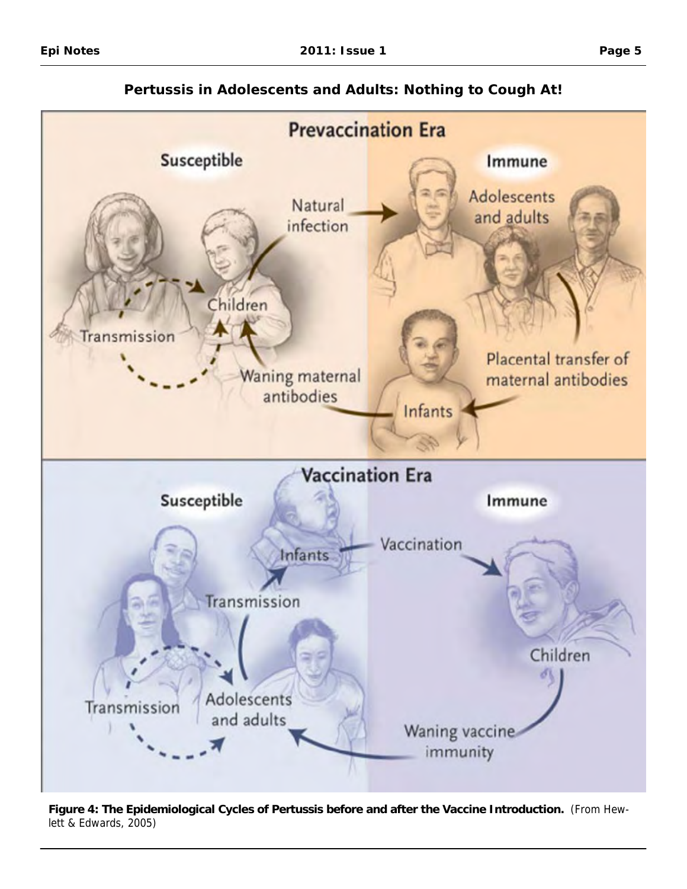## Pertussis in Adolescents and Adults: Nothing to Cough At!

**Figure 4: The Epidemiological Cycles of Pertussis before and after the Vaccine Introduction.** (From Hewlett & Edwards, 2005)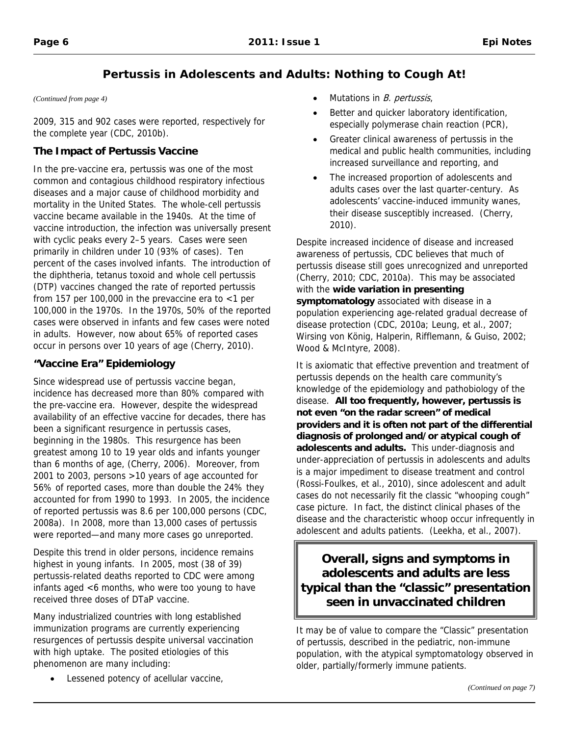## Pertussis in Adolescents and Adults: Nothing to Cough At!

*(Continued from page 4)*

2009, 315 and 902 cases were reported, respectively for the complete year (CDC, 2010b).

### The Impact of Pertussis Vaccine

In the pre-vaccine era, pertussis was one of the most common and contagious childhood respiratory infectious diseases and a major cause of childhood morbidity and mortality in the United States. The whole-cell pertussis vaccine became available in the 1940s. At the time of vaccine introduction, the infection was universally present with cyclic peaks every 2–5 years. Cases were seen primarily in children under 10 (93% of cases). Ten percent of the cases involved infants. The introduction of the diphtheria, tetanus toxoid and whole cell pertussis (DTP) vaccines changed the rate of reported pertussis from 157 per 100,000 in the prevaccine era to <1 per 100,000 in the 1970s. In the 1970s, 50% of the reported cases were observed in infants and few cases were noted in adults. However, now about 65% of reported cases occur in persons over 10 years of age (Cherry, 2010).

### "Vaccine Era" Epidemiology

Since widespread use of pertussis vaccine began, incidence has decreased more than 80% compared with the pre-vaccine era. However, despite the widespread availability of an effective vaccine for decades, there has been a significant resurgence in pertussis cases, beginning in the 1980s. This resurgence has been greatest among 10 to 19 year olds and infants younger than 6 months of age, (Cherry, 2006). Moreover, from 2001 to 2003, persons >10 years of age accounted for 56% of reported cases, more than double the 24% they accounted for from 1990 to 1993. In 2005, the incidence of reported pertussis was 8.6 per 100,000 persons (CDC, 2008a). In 2008, more than 13,000 cases of pertussis were reported—and many more cases go unreported.

Despite this trend in older persons, incidence remains highest in young infants. In 2005, most (38 of 39) pertussis-related deaths reported to CDC were among infants aged <6 months, who were too young to have received three doses of DTaP vaccine.

Many industrialized countries with long established immunization programs are currently experiencing resurgences of pertussis despite universal vaccination with high uptake. The posited etiologies of this phenomenon are many including:

- Lessened potency of acellular vaccine,
- Mutations in *B. pertussis*,
- Better and quicker laboratory identification, especially polymerase chain reaction (PCR),
- Greater clinical awareness of pertussis in the medical and public health communities, including increased surveillance and reporting, and
- The increased proportion of adolescents and adults cases over the last quarter-century. As adolescents' vaccine-induced immunity wanes, their disease susceptibly increased. (Cherry, 2010).

Despite increased incidence of disease and increased awareness of pertussis, CDC believes that much of pertussis disease still goes unrecognized and unreported (Cherry, 2010; CDC, 2010a). This may be associated with the **wide variation in presenting symptomatology** associated with disease in a population experiencing age-related gradual decrease of disease protection (CDC, 2010a; Leung, et al., 2007; Wirsing von König, Halperin, Rifflemann, & Guiso, 2002; Wood & McIntyre, 2008).

It is axiomatic that effective prevention and treatment of pertussis depends on the health care community's knowledge of the epidemiology and pathobiology of the disease. **All too frequently, however, pertussis is not even "on the radar screen" of medical providers and it is often not part of the differential diagnosis of prolonged and/or atypical cough of adolescents and adults.** This under-diagnosis and under-appreciation of pertussis in adolescents and adults is a major impediment to disease treatment and control (Rossi-Foulkes, et al., 2010), since adolescent and adult cases do not necessarily fit the classic "whooping cough" case picture. In fact, the distinct clinical phases of the disease and the characteristic whoop occur infrequently in adolescent and adults patients. (Leekha, et al., 2007).

**Overall, signs and symptoms in adolescents and adults are less typical than the "classic" presentation seen in unvaccinated children**

It may be of value to compare the "Classic" presentation of pertussis, described in the pediatric, non-immune population, with the atypical symptomatology observed in older, partially/formerly immune patients.

*(Continued on page 7)*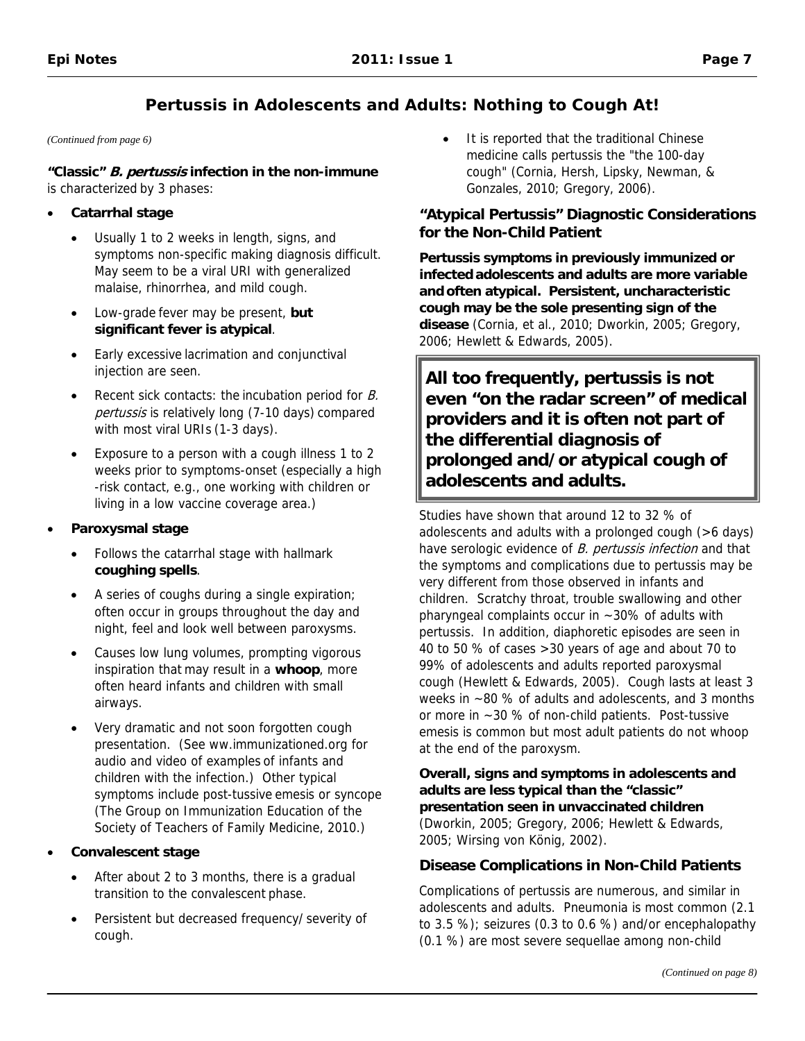## Pertussis in Adolescents and Adults: Nothing to Cough At!

*(Continued from page 6)*

**"Classic" *B. pertussis* infection in the non-immune** is characterized by 3 phases:

- **Catarrhal stage**
  - Usually 1 to 2 weeks in length, signs, and symptoms non-specific making diagnosis difficult. May seem to be a viral URI with generalized malaise, rhinorrhea, and mild cough.
  - Low-grade fever may be present, **but significant fever is atypical**.
  - Early excessive lacrimation and conjunctival injection are seen.
  - Recent sick contacts: the incubation period for *B. pertussis* is relatively long (7-10 days) compared with most viral URIs (1-3 days).
  - Exposure to a person with a cough illness 1 to 2 weeks prior to symptoms-onset (especially a high -risk contact, e.g., one working with children or living in a low vaccine coverage area.)
- **Paroxysmal stage**
  - Follows the catarrhal stage with hallmark **coughing spells**.
  - A series of coughs during a single expiration; often occur in groups throughout the day and night, feel and look well between paroxysms.
  - Causes low lung volumes, prompting vigorous inspiration that may result in a **whoop**, more often heard infants and children with small airways.
  - Very dramatic and not soon forgotten cough presentation. (See ww.immunizationed.org for audio and video of examples of infants and children with the infection.) Other typical symptoms include post-tussive emesis or syncope (The Group on Immunization Education of the Society of Teachers of Family Medicine, 2010.)
- **Convalescent stage**
  - After about 2 to 3 months, there is a gradual transition to the convalescent phase.
  - Persistent but decreased frequency/severity of cough.
  - It is reported that the traditional Chinese medicine calls pertussis the "the 100-day cough" (Cornia, Hersh, Lipsky, Newman, & Gonzales, 2010; Gregory, 2006).

### "Atypical Pertussis" Diagnostic Considerations for the Non-Child Patient

**Pertussis symptoms in previously immunized or infected adolescents and adults are more variable and often atypical. Persistent, uncharacteristic cough may be the sole presenting sign of the disease** (Cornia, et al., 2010; Dworkin, 2005; Gregory, 2006; Hewlett & Edwards, 2005).

**All too frequently, pertussis is not even "on the radar screen" of medical providers and it is often not part of the differential diagnosis of prolonged and/or atypical cough of adolescents and adults.**

Studies have shown that around 12 to 32 % of adolescents and adults with a prolonged cough (>6 days) have serologic evidence of *B. pertussis infection* and that the symptoms and complications due to pertussis may be very different from those observed in infants and children. Scratchy throat, trouble swallowing and other pharyngeal complaints occur in ~30% of adults with pertussis. In addition, diaphoretic episodes are seen in 40 to 50 % of cases >30 years of age and about 70 to 99% of adolescents and adults reported paroxysmal cough (Hewlett & Edwards, 2005). Cough lasts at least 3 weeks in ~80 % of adults and adolescents, and 3 months or more in ~30 % of non-child patients. Post-tussive emesis is common but most adult patients do not whoop at the end of the paroxysm.

**Overall, signs and symptoms in adolescents and adults are less typical than the "classic" presentation seen in unvaccinated children** (Dworkin, 2005; Gregory, 2006; Hewlett & Edwards, 2005; Wirsing von König, 2002).

### Disease Complications in Non-Child Patients

Complications of pertussis are numerous, and similar in adolescents and adults. Pneumonia is most common (2.1 to 3.5 %); seizures (0.3 to 0.6 %) and/or encephalopathy (0.1 %) are most severe sequellae among non-child

*(Continued on page 8)*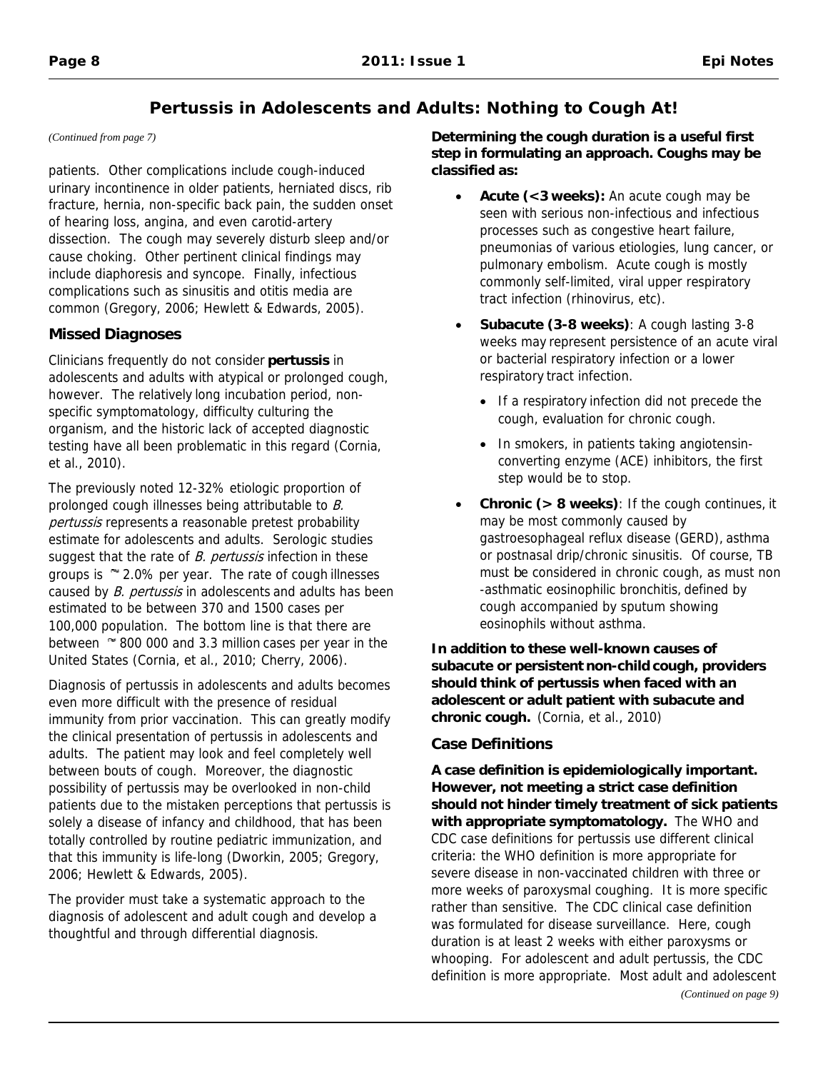## Pertussis in Adolescents and Adults: Nothing to Cough At!

*(Continued from page 7)*

patients. Other complications include cough-induced urinary incontinence in older patients, herniated discs, rib fracture, hernia, non-specific back pain, the sudden onset of hearing loss, angina, and even carotid-artery dissection. The cough may severely disturb sleep and/or cause choking. Other pertinent clinical findings may include diaphoresis and syncope. Finally, infectious complications such as sinusitis and otitis media are common (Gregory, 2006; Hewlett & Edwards, 2005).

### Missed Diagnoses

Clinicians frequently do not consider **pertussis** in adolescents and adults with atypical or prolonged cough, however. The relatively long incubation period, non-specific symptomatology, difficulty culturing the organism, and the historic lack of accepted diagnostic testing have all been problematic in this regard (Cornia, et al., 2010).

The previously noted 12-32% etiologic proportion of prolonged cough illnesses being attributable to *B. pertussis* represents a reasonable pretest probability estimate for adolescents and adults. Serologic studies suggest that the rate of *B. pertussis* infection in these groups is ~2.0% per year. The rate of cough illnesses caused by *B. pertussis* in adolescents and adults has been estimated to be between 370 and 1500 cases per 100,000 population. The bottom line is that there are between ~800 000 and 3.3 million cases per year in the United States (Cornia, et al., 2010; Cherry, 2006).

Diagnosis of pertussis in adolescents and adults becomes even more difficult with the presence of residual immunity from prior vaccination. This can greatly modify the clinical presentation of pertussis in adolescents and adults. The patient may look and feel completely well between bouts of cough. Moreover, the diagnostic possibility of pertussis may be overlooked in non-child patients due to the mistaken perceptions that pertussis is solely a disease of infancy and childhood, that has been totally controlled by routine pediatric immunization, and that this immunity is life-long (Dworkin, 2005; Gregory, 2006; Hewlett & Edwards, 2005).

The provider must take a systematic approach to the diagnosis of adolescent and adult cough and develop a thoughtful and through differential diagnosis.

**Determining the cough duration is a useful first step in formulating an approach. Coughs may be classified as:**

- **Acute (<3 weeks):** An acute cough may be seen with serious non-infectious and infectious processes such as congestive heart failure, pneumonias of various etiologies, lung cancer, or pulmonary embolism. Acute cough is mostly commonly self-limited, viral upper respiratory tract infection (rhinovirus, etc).
- **Subacute (3-8 weeks)**: A cough lasting 3-8 weeks may represent persistence of an acute viral or bacterial respiratory infection or a lower respiratory tract infection.
  - If a respiratory infection did not precede the cough, evaluation for chronic cough.
  - In smokers, in patients taking angiotensin-converting enzyme (ACE) inhibitors, the first step would be to stop.
- **Chronic (> 8 weeks)**: If the cough continues, it may be most commonly caused by gastroesophageal reflux disease (GERD), asthma or postnasal drip/chronic sinusitis. Of course, TB must be considered in chronic cough, as must non-asthmatic eosinophilic bronchitis, defined by cough accompanied by sputum showing eosinophils without asthma.

**In addition to these well-known causes of subacute or persistent non-child cough, providers should think of pertussis when faced with an adolescent or adult patient with subacute and chronic cough.** (Cornia, et al., 2010)

### Case Definitions

**A case definition is epidemiologically important. However, not meeting a strict case definition should not hinder timely treatment of sick patients with appropriate symptomatology.** The WHO and CDC case definitions for pertussis use different clinical criteria: the WHO definition is more appropriate for severe disease in non-vaccinated children with three or more weeks of paroxysmal coughing. It is more specific rather than sensitive. The CDC clinical case definition was formulated for disease surveillance. Here, cough duration is at least 2 weeks with either paroxysms or whooping. For adolescent and adult pertussis, the CDC definition is more appropriate. Most adult and adolescent

*(Continued on page 9)*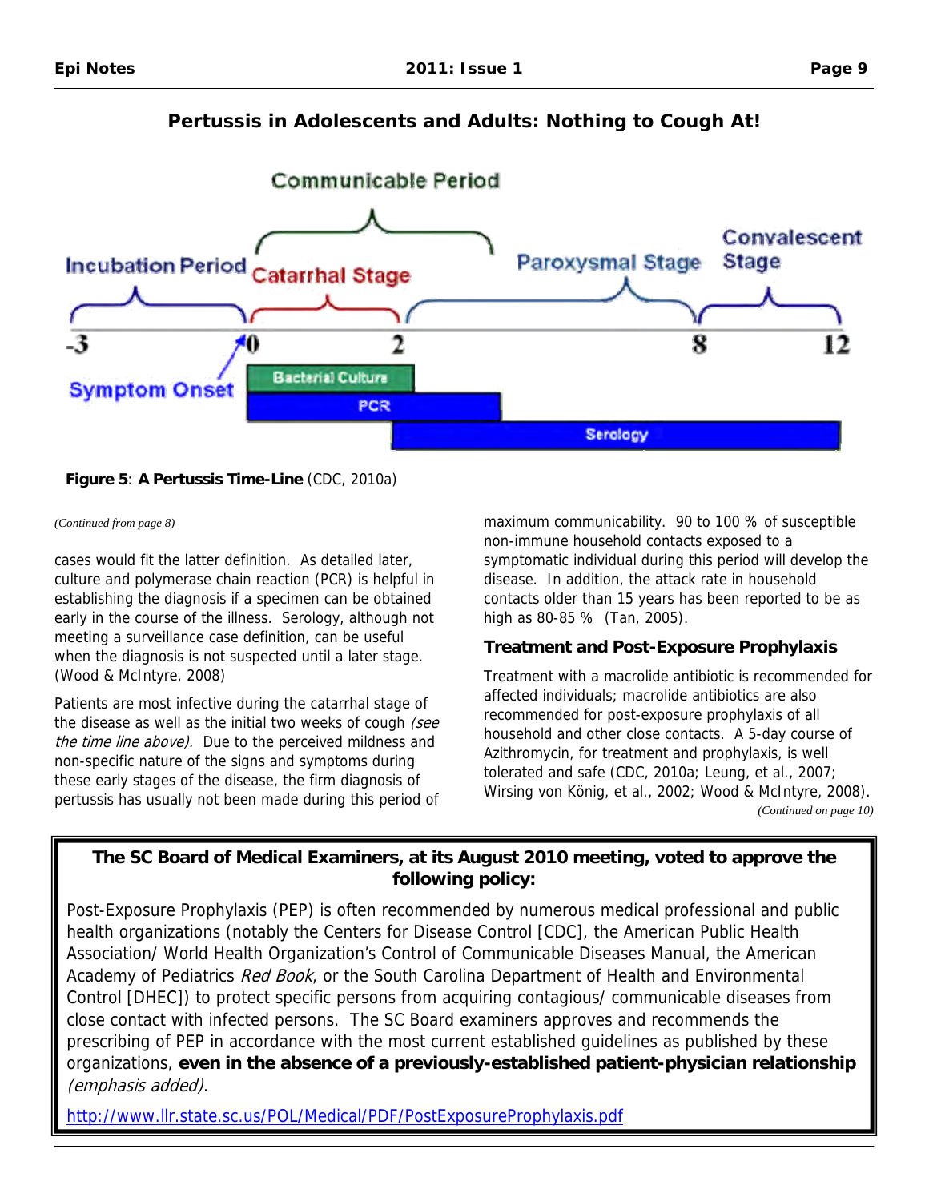# Pertussis in Adolescents and Adults: Nothing to Cough At!

Communicable Period

Incubation Period | Catarrhal Stage | Paroxysmal Stage | Convalescent Stage

-3 | 0 | 2 | 8 | 12

Symptom Onset

Bacterial Culture

PCR

Serology

**Figure 5**: **A Pertussis Time-Line** (CDC, 2010a)

*(Continued from page 8)*

cases would fit the latter definition. As detailed later, culture and polymerase chain reaction (PCR) is helpful in establishing the diagnosis if a specimen can be obtained early in the course of the illness. Serology, although not meeting a surveillance case definition, can be useful when the diagnosis is not suspected until a later stage. (Wood & McIntyre, 2008)

Patients are most infective during the catarrhal stage of the disease as well as the initial two weeks of cough *(see the time line above).* Due to the perceived mildness and non-specific nature of the signs and symptoms during these early stages of the disease, the firm diagnosis of pertussis has usually not been made during this period of maximum communicability. 90 to 100 % of susceptible non-immune household contacts exposed to a symptomatic individual during this period will develop the disease. In addition, the attack rate in household contacts older than 15 years has been reported to be as high as 80-85 % (Tan, 2005).

### Treatment and Post-Exposure Prophylaxis

Treatment with a macrolide antibiotic is recommended for affected individuals; macrolide antibiotics are also recommended for post-exposure prophylaxis of all household and other close contacts. A 5-day course of Azithromycin, for treatment and prophylaxis, is well tolerated and safe (CDC, 2010a; Leung, et al., 2007; Wirsing von König, et al., 2002; Wood & McIntyre, 2008).

*(Continued on page 10)*

---

**The SC Board of Medical Examiners, at its August 2010 meeting, voted to approve the following policy:**

Post-Exposure Prophylaxis (PEP) is often recommended by numerous medical professional and public health organizations (notably the Centers for Disease Control [CDC], the American Public Health Association/ World Health Organization's Control of Communicable Diseases Manual, the American Academy of Pediatrics *Red Book*, or the South Carolina Department of Health and Environmental Control [DHEC]) to protect specific persons from acquiring contagious/ communicable diseases from close contact with infected persons. The SC Board examiners approves and recommends the prescribing of PEP in accordance with the most current established guidelines as published by these organizations, **even in the absence of a previously-established patient-physician relationship** *(emphasis added)*.

http://www.llr.state.sc.us/POL/Medical/PDF/PostExposureProphylaxis.pdf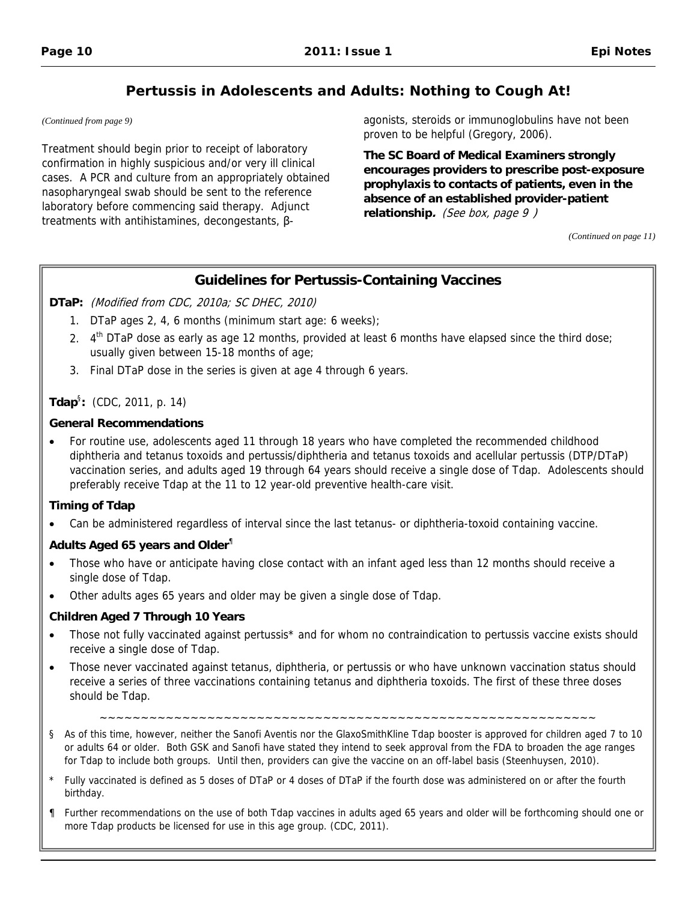## Pertussis in Adolescents and Adults: Nothing to Cough At!

*(Continued from page 9)*

Treatment should begin prior to receipt of laboratory confirmation in highly suspicious and/or very ill clinical cases. A PCR and culture from an appropriately obtained nasopharyngeal swab should be sent to the reference laboratory before commencing said therapy. Adjunct treatments with antihistamines, decongestants, β-agonists, steroids or immunoglobulins have not been proven to be helpful (Gregory, 2006).

**The SC Board of Medical Examiners strongly encourages providers to prescribe post-exposure prophylaxis to contacts of patients, even in the absence of an established provider-patient relationship.** *(See box, page 9 )*

*(Continued on page 11)*

### Guidelines for Pertussis-Containing Vaccines

**DTaP:** *(Modified from CDC, 2010a; SC DHEC, 2010)*

1. DTaP ages 2, 4, 6 months (minimum start age: 6 weeks);
2. 4th DTaP dose as early as age 12 months, provided at least 6 months have elapsed since the third dose; usually given between 15-18 months of age;
3. Final DTaP dose in the series is given at age 4 through 6 years.

**Tdap§:** (CDC, 2011, p. 14)

**General Recommendations**

- For routine use, adolescents aged 11 through 18 years who have completed the recommended childhood diphtheria and tetanus toxoids and pertussis/diphtheria and tetanus toxoids and acellular pertussis (DTP/DTaP) vaccination series, and adults aged 19 through 64 years should receive a single dose of Tdap. Adolescents should preferably receive Tdap at the 11 to 12 year-old preventive health-care visit.

**Timing of Tdap**

- Can be administered regardless of interval since the last tetanus- or diphtheria-toxoid containing vaccine.

**Adults Aged 65 years and Older¶**

- Those who have or anticipate having close contact with an infant aged less than 12 months should receive a single dose of Tdap.
- Other adults ages 65 years and older may be given a single dose of Tdap.

**Children Aged 7 Through 10 Years**

- Those not fully vaccinated against pertussis* and for whom no contraindication to pertussis vaccine exists should receive a single dose of Tdap.
- Those never vaccinated against tetanus, diphtheria, or pertussis or who have unknown vaccination status should receive a series of three vaccinations containing tetanus and diphtheria toxoids. The first of these three doses should be Tdap.

~~~~~~~~~~~~~~~~~~~~~~~~~~~~~~~~~~~~~~~~~~~~~~~~~~~~~~~~~~~~~~~~~

§ As of this time, however, neither the Sanofi Aventis nor the GlaxoSmithKline Tdap booster is approved for children aged 7 to 10 or adults 64 or older. Both GSK and Sanofi have stated they intend to seek approval from the FDA to broaden the age ranges for Tdap to include both groups. Until then, providers can give the vaccine on an off-label basis (Steenhuysen, 2010).

* Fully vaccinated is defined as 5 doses of DTaP or 4 doses of DTaP if the fourth dose was administered on or after the fourth birthday.

¶ Further recommendations on the use of both Tdap vaccines in adults aged 65 years and older will be forthcoming should one or more Tdap products be licensed for use in this age group. (CDC, 2011).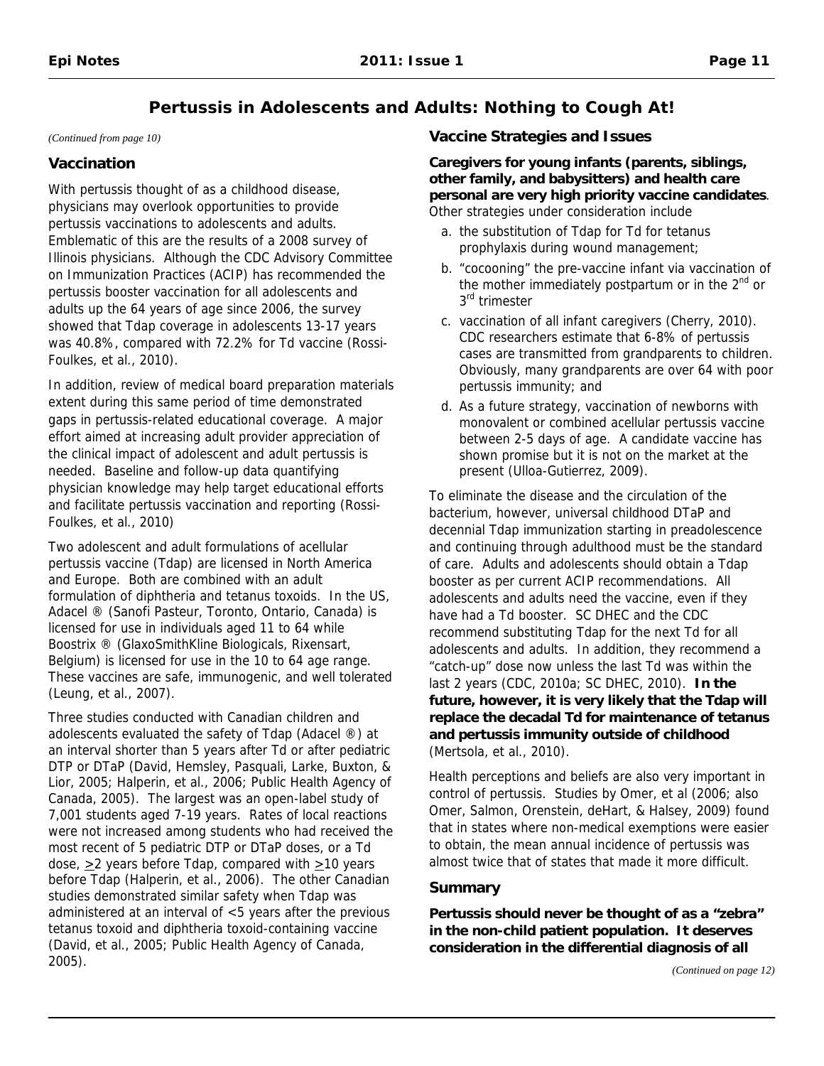## Pertussis in Adolescents and Adults: Nothing to Cough At!

*(Continued from page 10)*

### Vaccination

With pertussis thought of as a childhood disease, physicians may overlook opportunities to provide pertussis vaccinations to adolescents and adults. Emblematic of this are the results of a 2008 survey of Illinois physicians. Although the CDC Advisory Committee on Immunization Practices (ACIP) has recommended the pertussis booster vaccination for all adolescents and adults up the 64 years of age since 2006, the survey showed that Tdap coverage in adolescents 13-17 years was 40.8%, compared with 72.2% for Td vaccine (Rossi-Foulkes, et al., 2010).

In addition, review of medical board preparation materials extent during this same period of time demonstrated gaps in pertussis-related educational coverage. A major effort aimed at increasing adult provider appreciation of the clinical impact of adolescent and adult pertussis is needed. Baseline and follow-up data quantifying physician knowledge may help target educational efforts and facilitate pertussis vaccination and reporting (Rossi-Foulkes, et al., 2010)

Two adolescent and adult formulations of acellular pertussis vaccine (Tdap) are licensed in North America and Europe. Both are combined with an adult formulation of diphtheria and tetanus toxoids. In the US, Adacel ® (Sanofi Pasteur, Toronto, Ontario, Canada) is licensed for use in individuals aged 11 to 64 while Boostrix ® (GlaxoSmithKline Biologicals, Rixensart, Belgium) is licensed for use in the 10 to 64 age range. These vaccines are safe, immunogenic, and well tolerated (Leung, et al., 2007).

Three studies conducted with Canadian children and adolescents evaluated the safety of Tdap (Adacel ®) at an interval shorter than 5 years after Td or after pediatric DTP or DTaP (David, Hemsley, Pasquali, Larke, Buxton, & Lior, 2005; Halperin, et al., 2006; Public Health Agency of Canada, 2005). The largest was an open-label study of 7,001 students aged 7-19 years. Rates of local reactions were not increased among students who had received the most recent of 5 pediatric DTP or DTaP doses, or a Td dose, $\geq$2 years before Tdap, compared with $\geq$10 years before Tdap (Halperin, et al., 2006). The other Canadian studies demonstrated similar safety when Tdap was administered at an interval of <5 years after the previous tetanus toxoid and diphtheria toxoid-containing vaccine (David, et al., 2005; Public Health Agency of Canada, 2005).

### Vaccine Strategies and Issues

**Caregivers for young infants (parents, siblings, other family, and babysitters) and health care personal are very high priority vaccine candidates**. Other strategies under consideration include

a. the substitution of Tdap for Td for tetanus prophylaxis during wound management;
b. "cocooning" the pre-vaccine infant via vaccination of the mother immediately postpartum or in the 2nd or 3rd trimester
c. vaccination of all infant caregivers (Cherry, 2010). CDC researchers estimate that 6-8% of pertussis cases are transmitted from grandparents to children. Obviously, many grandparents are over 64 with poor pertussis immunity; and
d. As a future strategy, vaccination of newborns with monovalent or combined acellular pertussis vaccine between 2-5 days of age. A candidate vaccine has shown promise but it is not on the market at the present (Ulloa-Gutierrez, 2009).

To eliminate the disease and the circulation of the bacterium, however, universal childhood DTaP and decennial Tdap immunization starting in preadolescence and continuing through adulthood must be the standard of care. Adults and adolescents should obtain a Tdap booster as per current ACIP recommendations. All adolescents and adults need the vaccine, even if they have had a Td booster. SC DHEC and the CDC recommend substituting Tdap for the next Td for all adolescents and adults. In addition, they recommend a "catch-up" dose now unless the last Td was within the last 2 years (CDC, 2010a; SC DHEC, 2010). **In the future, however, it is very likely that the Tdap will replace the decadal Td for maintenance of tetanus and pertussis immunity outside of childhood** (Mertsola, et al., 2010).

Health perceptions and beliefs are also very important in control of pertussis. Studies by Omer, et al (2006; also Omer, Salmon, Orenstein, deHart, & Halsey, 2009) found that in states where non-medical exemptions were easier to obtain, the mean annual incidence of pertussis was almost twice that of states that made it more difficult.

### Summary

**Pertussis should never be thought of as a "zebra" in the non-child patient population. It deserves consideration in the differential diagnosis of all**

*(Continued on page 12)*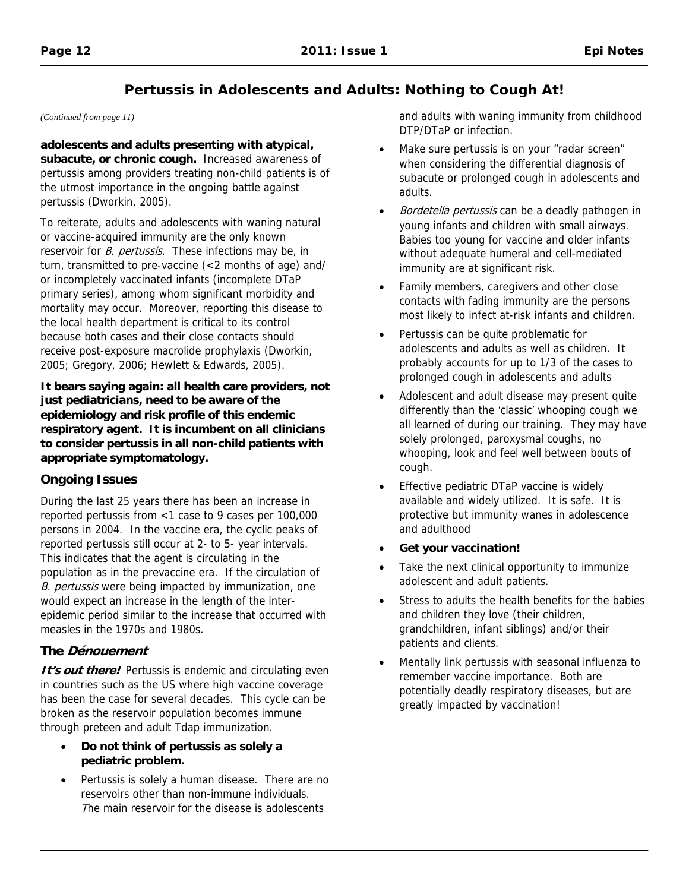## Pertussis in Adolescents and Adults: Nothing to Cough At!

*(Continued from page 11)*

**adolescents and adults presenting with atypical, subacute, or chronic cough.** Increased awareness of pertussis among providers treating non-child patients is of the utmost importance in the ongoing battle against pertussis (Dworkin, 2005).

To reiterate, adults and adolescents with waning natural or vaccine-acquired immunity are the only known reservoir for *B. pertussis*. These infections may be, in turn, transmitted to pre-vaccine (<2 months of age) and/or incompletely vaccinated infants (incomplete DTaP primary series), among whom significant morbidity and mortality may occur. Moreover, reporting this disease to the local health department is critical to its control because both cases and their close contacts should receive post-exposure macrolide prophylaxis (Dworkin, 2005; Gregory, 2006; Hewlett & Edwards, 2005).

**It bears saying again: all health care providers, not just pediatricians, need to be aware of the epidemiology and risk profile of this endemic respiratory agent. It is incumbent on all clinicians to consider pertussis in all non-child patients with appropriate symptomatology.**

### Ongoing Issues

During the last 25 years there has been an increase in reported pertussis from <1 case to 9 cases per 100,000 persons in 2004. In the vaccine era, the cyclic peaks of reported pertussis still occur at 2- to 5- year intervals. This indicates that the agent is circulating in the population as in the prevaccine era. If the circulation of *B. pertussis* were being impacted by immunization, one would expect an increase in the length of the inter-epidemic period similar to the increase that occurred with measles in the 1970s and 1980s.

### The *Dénouement*

***It's out there!*** Pertussis is endemic and circulating even in countries such as the US where high vaccine coverage has been the case for several decades. This cycle can be broken as the reservoir population becomes immune through preteen and adult Tdap immunization.

- **Do not think of pertussis as solely a pediatric problem.**
- Pertussis is solely a human disease. There are no reservoirs other than non-immune individuals. *T*he main reservoir for the disease is adolescents and adults with waning immunity from childhood DTP/DTaP or infection.
- Make sure pertussis is on your "radar screen" when considering the differential diagnosis of subacute or prolonged cough in adolescents and adults.
- *Bordetella pertussis* can be a deadly pathogen in young infants and children with small airways. Babies too young for vaccine and older infants without adequate humeral and cell-mediated immunity are at significant risk.
- Family members, caregivers and other close contacts with fading immunity are the persons most likely to infect at-risk infants and children.
- Pertussis can be quite problematic for adolescents and adults as well as children. It probably accounts for up to 1/3 of the cases to prolonged cough in adolescents and adults
- Adolescent and adult disease may present quite differently than the 'classic' whooping cough we all learned of during our training. They may have solely prolonged, paroxysmal coughs, no whooping, look and feel well between bouts of cough.
- Effective pediatric DTaP vaccine is widely available and widely utilized. It is safe. It is protective but immunity wanes in adolescence and adulthood
- **Get your vaccination!**
- Take the next clinical opportunity to immunize adolescent and adult patients.
- Stress to adults the health benefits for the babies and children they love (their children, grandchildren, infant siblings) and/or their patients and clients.
- Mentally link pertussis with seasonal influenza to remember vaccine importance. Both are potentially deadly respiratory diseases, but are greatly impacted by vaccination!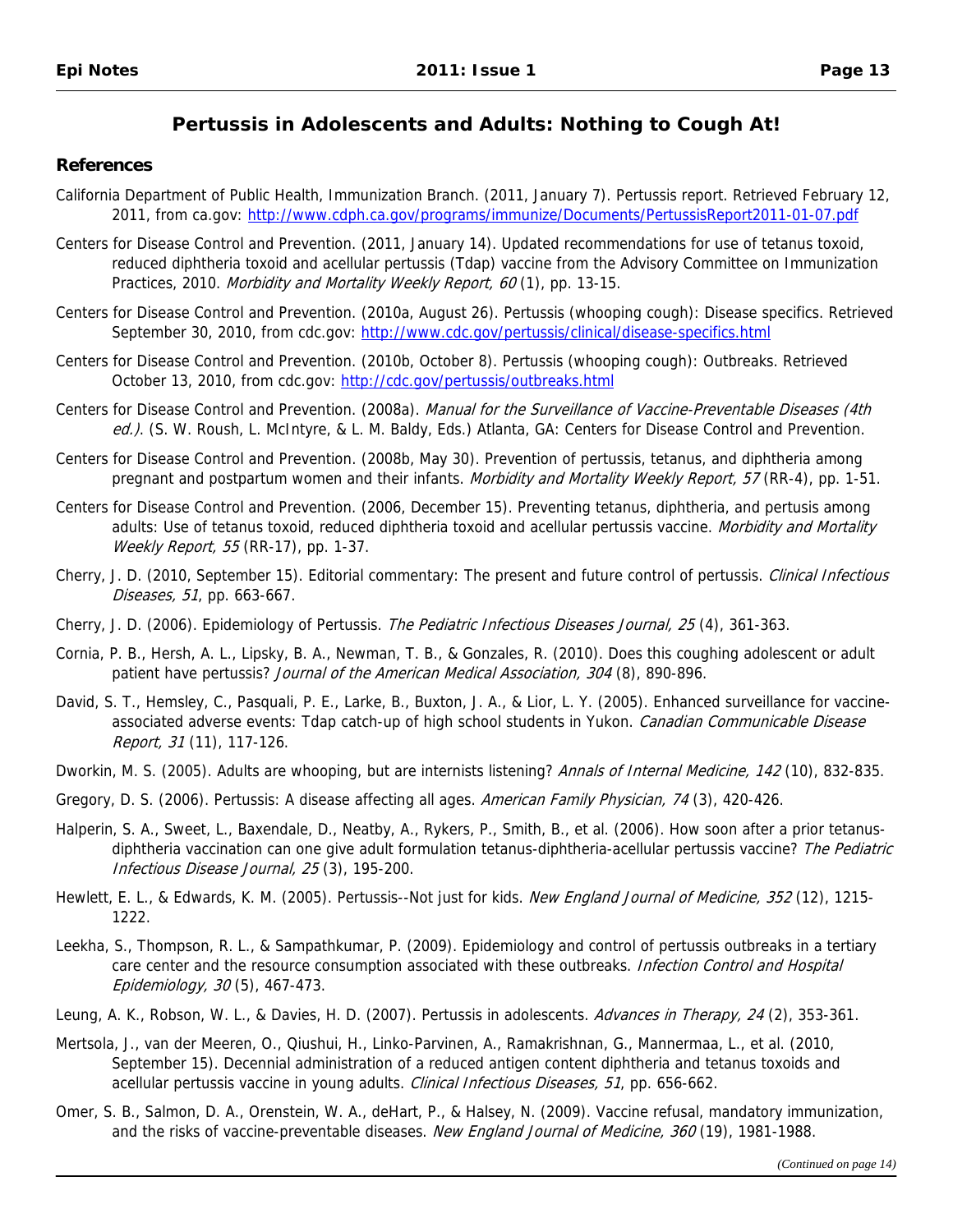## Pertussis in Adolescents and Adults: Nothing to Cough At!

### References

California Department of Public Health, Immunization Branch. (2011, January 7). Pertussis report. Retrieved February 12, 2011, from ca.gov: http://www.cdph.ca.gov/programs/immunize/Documents/PertussisReport2011-01-07.pdf

Centers for Disease Control and Prevention. (2011, January 14). Updated recommendations for use of tetanus toxoid, reduced diphtheria toxoid and acellular pertussis (Tdap) vaccine from the Advisory Committee on Immunization Practices, 2010. *Morbidity and Mortality Weekly Report, 60* (1), pp. 13-15.

Centers for Disease Control and Prevention. (2010a, August 26). Pertussis (whooping cough): Disease specifics. Retrieved September 30, 2010, from cdc.gov: http://www.cdc.gov/pertussis/clinical/disease-specifics.html

Centers for Disease Control and Prevention. (2010b, October 8). Pertussis (whooping cough): Outbreaks. Retrieved October 13, 2010, from cdc.gov: http://cdc.gov/pertussis/outbreaks.html

Centers for Disease Control and Prevention. (2008a). *Manual for the Surveillance of Vaccine-Preventable Diseases (4th ed.)*. (S. W. Roush, L. McIntyre, & L. M. Baldy, Eds.) Atlanta, GA: Centers for Disease Control and Prevention.

Centers for Disease Control and Prevention. (2008b, May 30). Prevention of pertussis, tetanus, and diphtheria among pregnant and postpartum women and their infants. *Morbidity and Mortality Weekly Report, 57* (RR-4), pp. 1-51.

Centers for Disease Control and Prevention. (2006, December 15). Preventing tetanus, diphtheria, and pertusis among adults: Use of tetanus toxoid, reduced diphtheria toxoid and acellular pertussis vaccine. *Morbidity and Mortality Weekly Report, 55* (RR-17), pp. 1-37.

Cherry, J. D. (2010, September 15). Editorial commentary: The present and future control of pertussis. *Clinical Infectious Diseases, 51*, pp. 663-667.

Cherry, J. D. (2006). Epidemiology of Pertussis. *The Pediatric Infectious Diseases Journal, 25* (4), 361-363.

Cornia, P. B., Hersh, A. L., Lipsky, B. A., Newman, T. B., & Gonzales, R. (2010). Does this coughing adolescent or adult patient have pertussis? *Journal of the American Medical Association, 304* (8), 890-896.

David, S. T., Hemsley, C., Pasquali, P. E., Larke, B., Buxton, J. A., & Lior, L. Y. (2005). Enhanced surveillance for vaccine-associated adverse events: Tdap catch-up of high school students in Yukon. *Canadian Communicable Disease Report, 31* (11), 117-126.

Dworkin, M. S. (2005). Adults are whooping, but are internists listening? *Annals of Internal Medicine, 142* (10), 832-835.

Gregory, D. S. (2006). Pertussis: A disease affecting all ages. *American Family Physician, 74* (3), 420-426.

Halperin, S. A., Sweet, L., Baxendale, D., Neatby, A., Rykers, P., Smith, B., et al. (2006). How soon after a prior tetanus-diphtheria vaccination can one give adult formulation tetanus-diphtheria-acellular pertussis vaccine? *The Pediatric Infectious Disease Journal, 25* (3), 195-200.

Hewlett, E. L., & Edwards, K. M. (2005). Pertussis--Not just for kids. *New England Journal of Medicine, 352* (12), 1215-1222.

Leekha, S., Thompson, R. L., & Sampathkumar, P. (2009). Epidemiology and control of pertussis outbreaks in a tertiary care center and the resource consumption associated with these outbreaks. *Infection Control and Hospital Epidemiology, 30* (5), 467-473.

Leung, A. K., Robson, W. L., & Davies, H. D. (2007). Pertussis in adolescents. *Advances in Therapy, 24* (2), 353-361.

Mertsola, J., van der Meeren, O., Qiushui, H., Linko-Parvinen, A., Ramakrishnan, G., Mannermaa, L., et al. (2010, September 15). Decennial administration of a reduced antigen content diphtheria and tetanus toxoids and acellular pertussis vaccine in young adults. *Clinical Infectious Diseases, 51*, pp. 656-662.

Omer, S. B., Salmon, D. A., Orenstein, W. A., deHart, P., & Halsey, N. (2009). Vaccine refusal, mandatory immunization, and the risks of vaccine-preventable diseases. *New England Journal of Medicine, 360* (19), 1981-1988.

*(Continued on page 14)*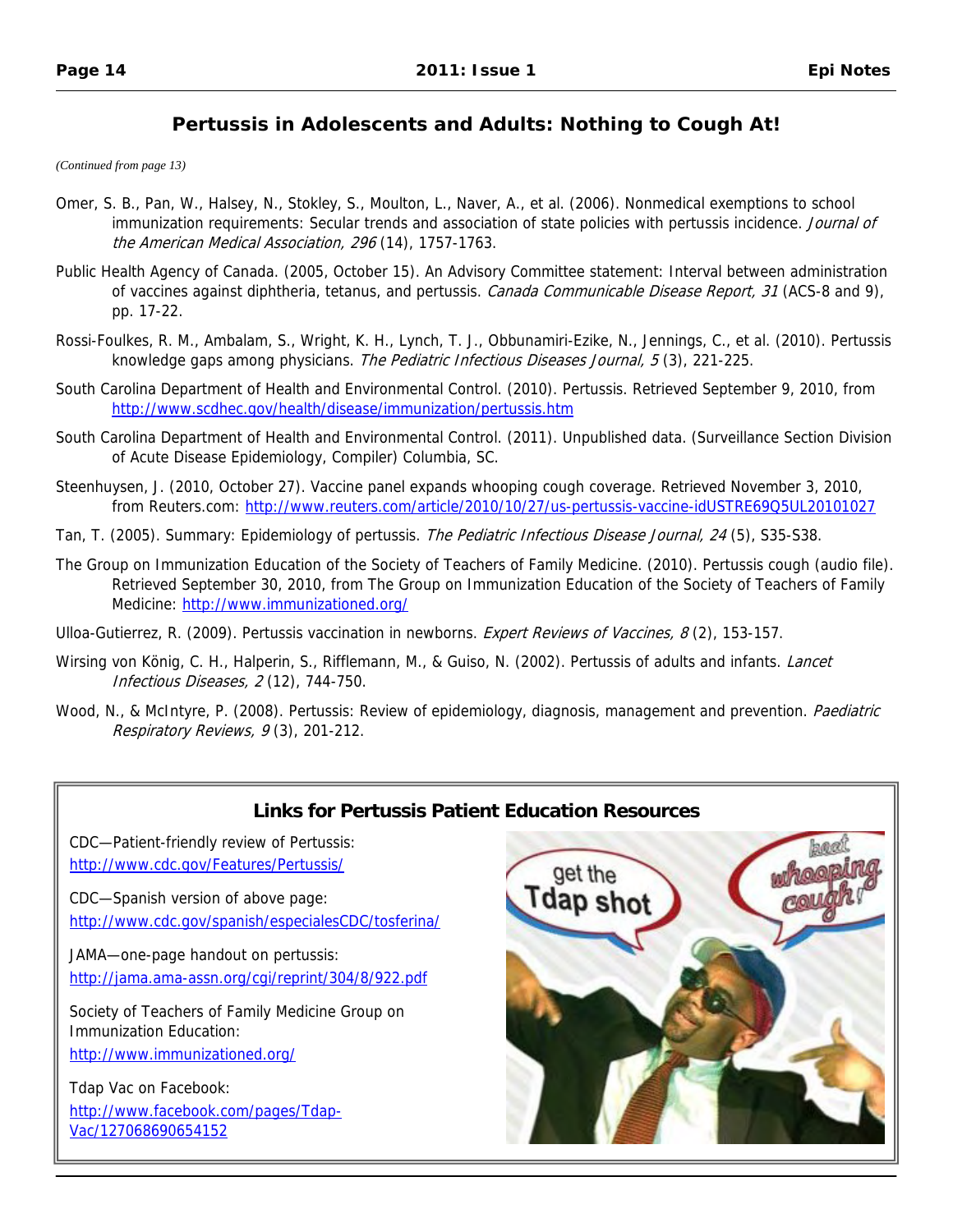## Pertussis in Adolescents and Adults: Nothing to Cough At!

*(Continued from page 13)*

Omer, S. B., Pan, W., Halsey, N., Stokley, S., Moulton, L., Naver, A., et al. (2006). Nonmedical exemptions to school immunization requirements: Secular trends and association of state policies with pertussis incidence. *Journal of the American Medical Association, 296* (14), 1757-1763.

Public Health Agency of Canada. (2005, October 15). An Advisory Committee statement: Interval between administration of vaccines against diphtheria, tetanus, and pertussis. *Canada Communicable Disease Report, 31* (ACS-8 and 9), pp. 17-22.

Rossi-Foulkes, R. M., Ambalam, S., Wright, K. H., Lynch, T. J., Obbunamiri-Ezike, N., Jennings, C., et al. (2010). Pertussis knowledge gaps among physicians. *The Pediatric Infectious Diseases Journal, 5* (3), 221-225.

South Carolina Department of Health and Environmental Control. (2010). Pertussis. Retrieved September 9, 2010, from http://www.scdhec.gov/health/disease/immunization/pertussis.htm

South Carolina Department of Health and Environmental Control. (2011). Unpublished data. (Surveillance Section Division of Acute Disease Epidemiology, Compiler) Columbia, SC.

Steenhuysen, J. (2010, October 27). Vaccine panel expands whooping cough coverage. Retrieved November 3, 2010, from Reuters.com: http://www.reuters.com/article/2010/10/27/us-pertussis-vaccine-idUSTRE69Q5UL20101027

Tan, T. (2005). Summary: Epidemiology of pertussis. *The Pediatric Infectious Disease Journal, 24* (5), S35-S38.

The Group on Immunization Education of the Society of Teachers of Family Medicine. (2010). Pertussis cough (audio file). Retrieved September 30, 2010, from The Group on Immunization Education of the Society of Teachers of Family Medicine: http://www.immunizationed.org/

Ulloa-Gutierrez, R. (2009). Pertussis vaccination in newborns. *Expert Reviews of Vaccines, 8* (2), 153-157.

Wirsing von König, C. H., Halperin, S., Rifflemann, M., & Guiso, N. (2002). Pertussis of adults and infants. *Lancet Infectious Diseases, 2* (12), 744-750.

Wood, N., & McIntyre, P. (2008). Pertussis: Review of epidemiology, diagnosis, management and prevention. *Paediatric Respiratory Reviews, 9* (3), 201-212.

### Links for Pertussis Patient Education Resources

CDC—Patient-friendly review of Pertussis:
http://www.cdc.gov/Features/Pertussis/

CDC—Spanish version of above page:
http://www.cdc.gov/spanish/especialesCDC/tosferina/

JAMA—one-page handout on pertussis:
http://jama.ama-assn.org/cgi/reprint/304/8/922.pdf

Society of Teachers of Family Medicine Group on Immunization Education:
http://www.immunizationed.org/

Tdap Vac on Facebook:
http://www.facebook.com/pages/Tdap-Vac/127068690654152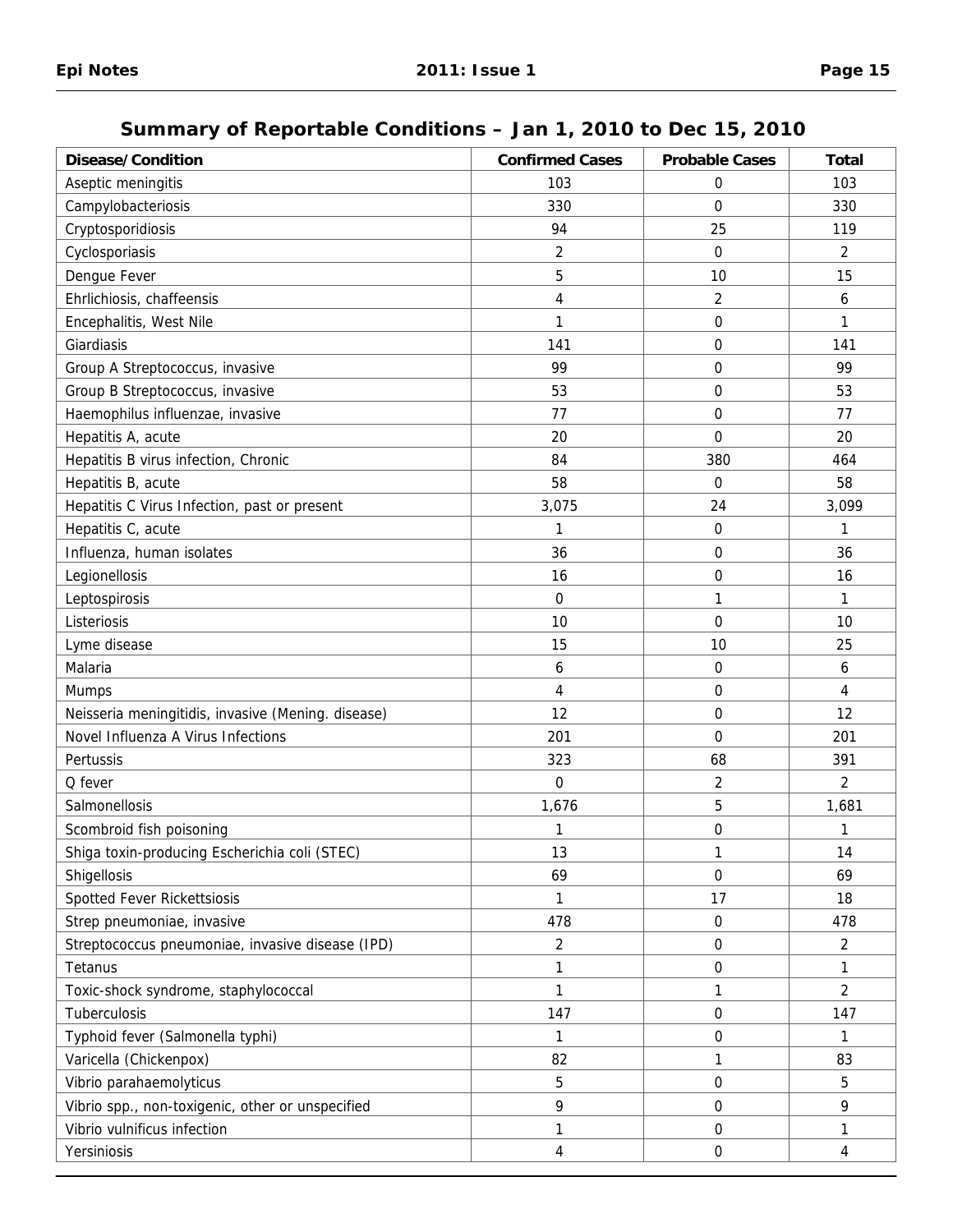## Summary of Reportable Conditions – Jan 1, 2010 to Dec 15, 2010

| Disease/Condition | Confirmed Cases | Probable Cases | Total |
|---|---|---|---|
| Aseptic meningitis | 103 | 0 | 103 |
| Campylobacteriosis | 330 | 0 | 330 |
| Cryptosporidiosis | 94 | 25 | 119 |
| Cyclosporiasis | 2 | 0 | 2 |
| Dengue Fever | 5 | 10 | 15 |
| Ehrlichiosis, chaffeensis | 4 | 2 | 6 |
| Encephalitis, West Nile | 1 | 0 | 1 |
| Giardiasis | 141 | 0 | 141 |
| Group A Streptococcus, invasive | 99 | 0 | 99 |
| Group B Streptococcus, invasive | 53 | 0 | 53 |
| Haemophilus influenzae, invasive | 77 | 0 | 77 |
| Hepatitis A, acute | 20 | 0 | 20 |
| Hepatitis B virus infection, Chronic | 84 | 380 | 464 |
| Hepatitis B, acute | 58 | 0 | 58 |
| Hepatitis C Virus Infection, past or present | 3,075 | 24 | 3,099 |
| Hepatitis C, acute | 1 | 0 | 1 |
| Influenza, human isolates | 36 | 0 | 36 |
| Legionellosis | 16 | 0 | 16 |
| Leptospirosis | 0 | 1 | 1 |
| Listeriosis | 10 | 0 | 10 |
| Lyme disease | 15 | 10 | 25 |
| Malaria | 6 | 0 | 6 |
| Mumps | 4 | 0 | 4 |
| Neisseria meningitidis, invasive (Mening. disease) | 12 | 0 | 12 |
| Novel Influenza A Virus Infections | 201 | 0 | 201 |
| Pertussis | 323 | 68 | 391 |
| Q fever | 0 | 2 | 2 |
| Salmonellosis | 1,676 | 5 | 1,681 |
| Scombroid fish poisoning | 1 | 0 | 1 |
| Shiga toxin-producing Escherichia coli (STEC) | 13 | 1 | 14 |
| Shigellosis | 69 | 0 | 69 |
| Spotted Fever Rickettsiosis | 1 | 17 | 18 |
| Strep pneumoniae, invasive | 478 | 0 | 478 |
| Streptococcus pneumoniae, invasive disease (IPD) | 2 | 0 | 2 |
| Tetanus | 1 | 0 | 1 |
| Toxic-shock syndrome, staphylococcal | 1 | 1 | 2 |
| Tuberculosis | 147 | 0 | 147 |
| Typhoid fever (Salmonella typhi) | 1 | 0 | 1 |
| Varicella (Chickenpox) | 82 | 1 | 83 |
| Vibrio parahaemolyticus | 5 | 0 | 5 |
| Vibrio spp., non-toxigenic, other or unspecified | 9 | 0 | 9 |
| Vibrio vulnificus infection | 1 | 0 | 1 |
| Yersiniosis | 4 | 0 | 4 |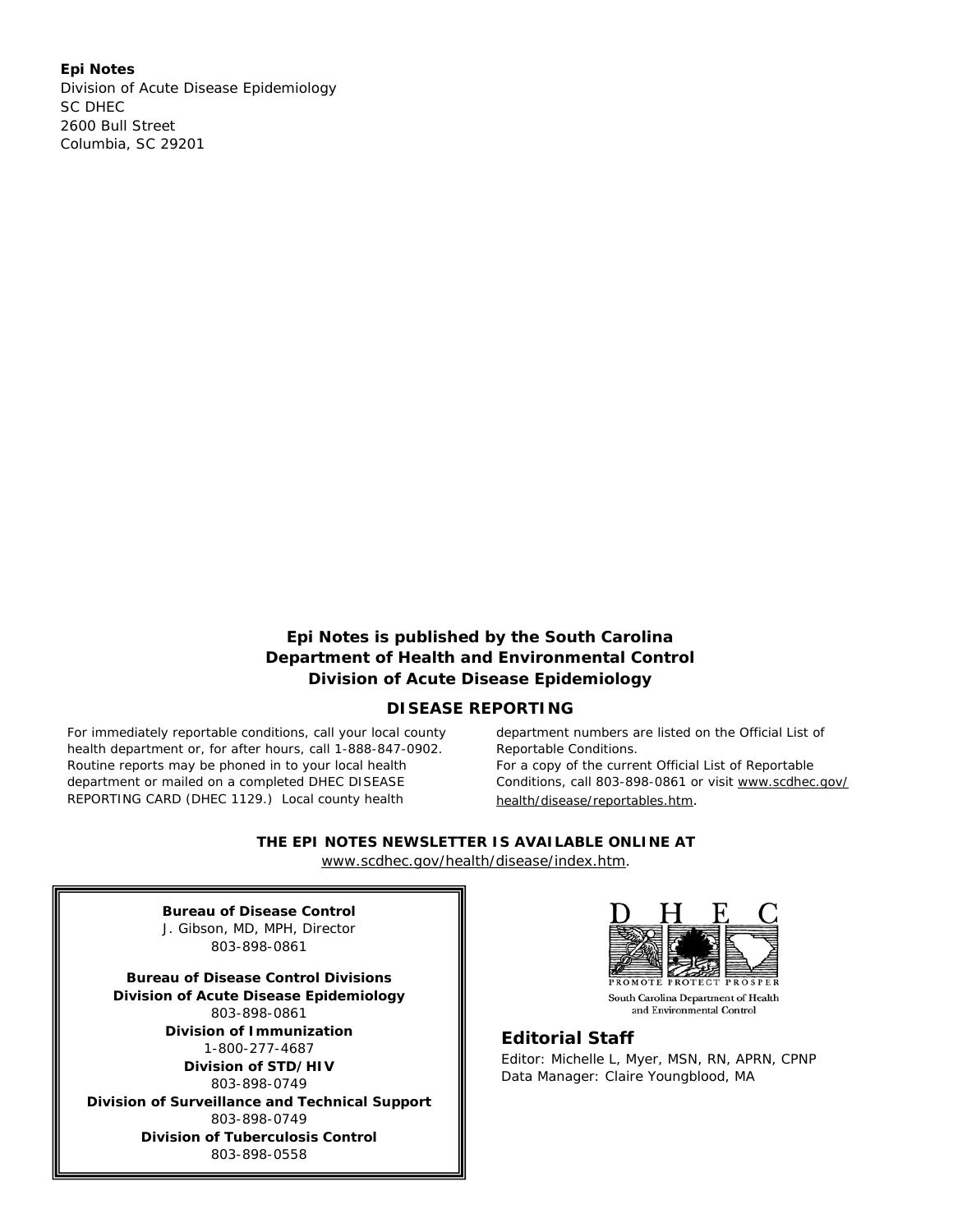**Epi Notes**
Division of Acute Disease Epidemiology
SC DHEC
2600 Bull Street
Columbia, SC 29201

**Epi Notes is published by the South Carolina Department of Health and Environmental Control Division of Acute Disease Epidemiology**

**DISEASE REPORTING**

For immediately reportable conditions, call your local county health department or, for after hours, call 1-888-847-0902. Routine reports may be phoned in to your local health department or mailed on a completed DHEC DISEASE REPORTING CARD (DHEC 1129.) Local county health department numbers are listed on the Official List of Reportable Conditions.
For a copy of the current Official List of Reportable Conditions, call 803-898-0861 or visit www.scdhec.gov/health/disease/reportables.htm.

**THE EPI NOTES NEWSLETTER IS AVAILABLE ONLINE AT**
www.scdhec.gov/health/disease/index.htm.

**Bureau of Disease Control**
J. Gibson, MD, MPH, Director
803-898-0861

**Bureau of Disease Control Divisions**
**Division of Acute Disease Epidemiology**
803-898-0861
**Division of Immunization**
1-800-277-4687
**Division of STD/HIV**
803-898-0749
**Division of Surveillance and Technical Support**
803-898-0749
**Division of Tuberculosis Control**
803-898-0558

D H E C
PROMOTE PROTECT PROSPER
South Carolina Department of Health and Environmental Control

## Editorial Staff

Editor: Michelle L, Myer, MSN, RN, APRN, CPNP
Data Manager: Claire Youngblood, MA